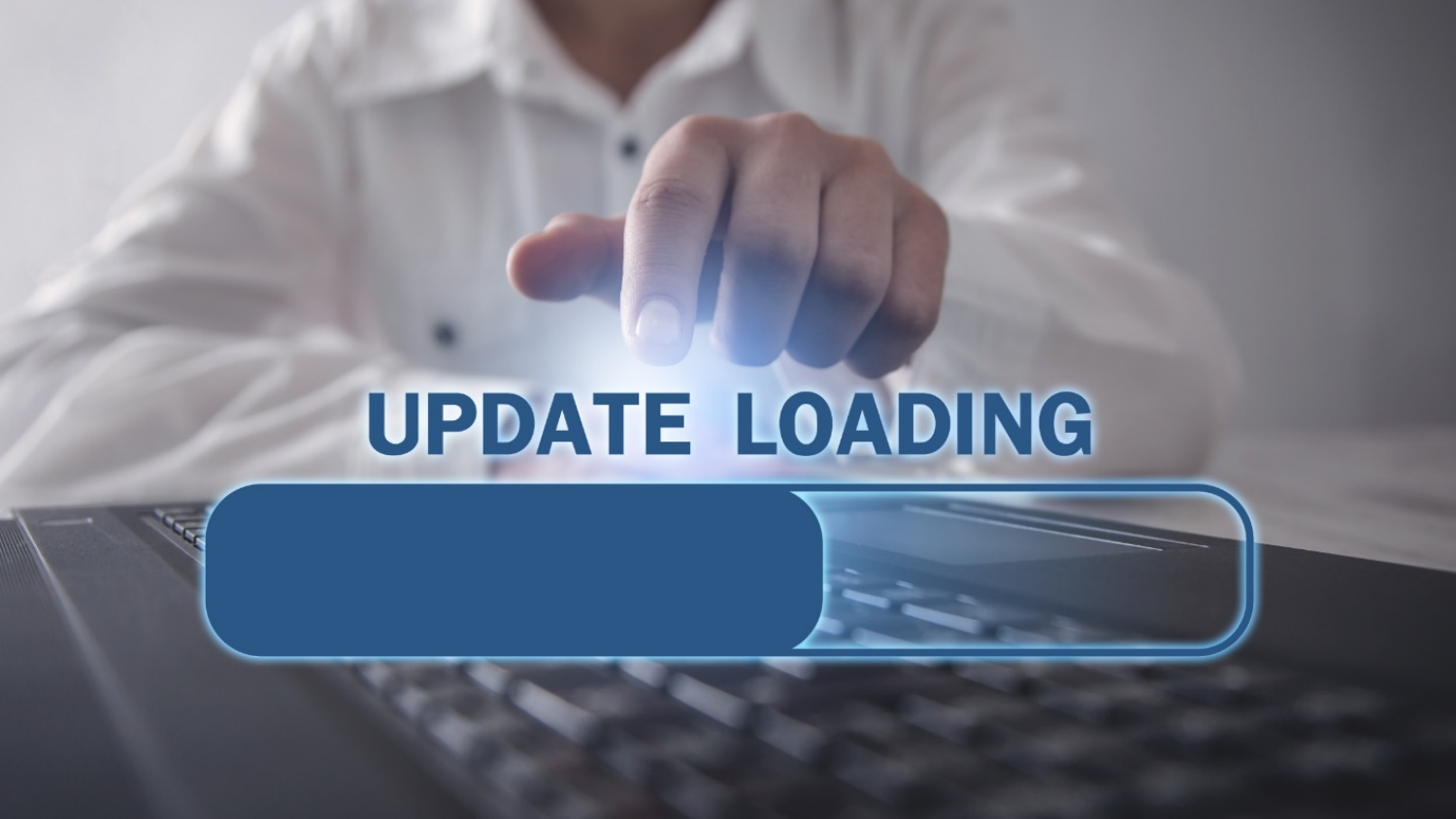UPDATE LOADING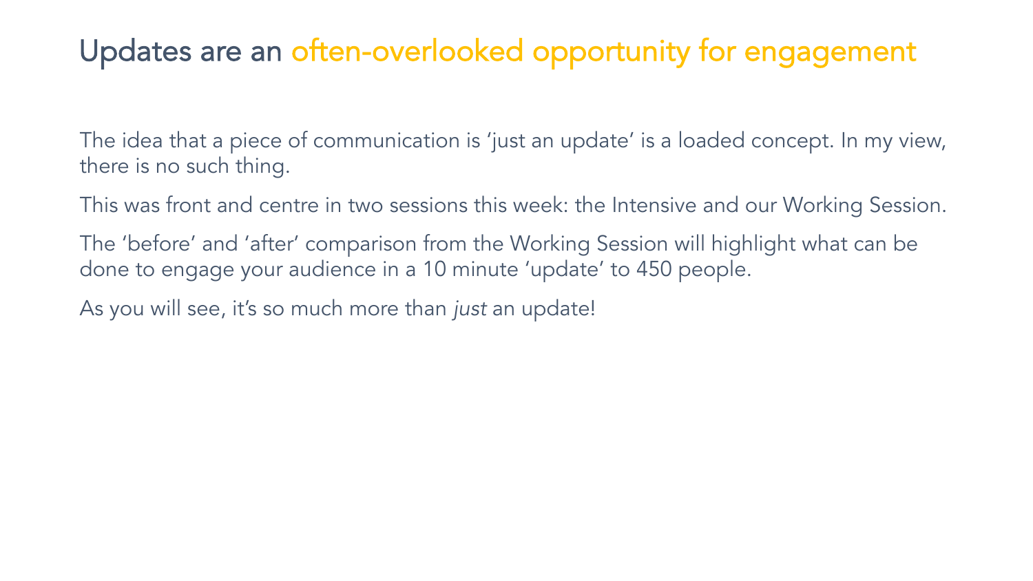# Updates are an often-overlooked opportunity for engagement

The idea that a piece of communication is 'just an update' is a loaded concept. In my view, there is no such thing.

This was front and centre in two sessions this week: the Intensive and our Working Session.

The 'before' and 'after' comparison from the Working Session will highlight what can be done to engage your audience in a 10 minute 'update' to 450 people.

As you will see, it's so much more than *just* an update!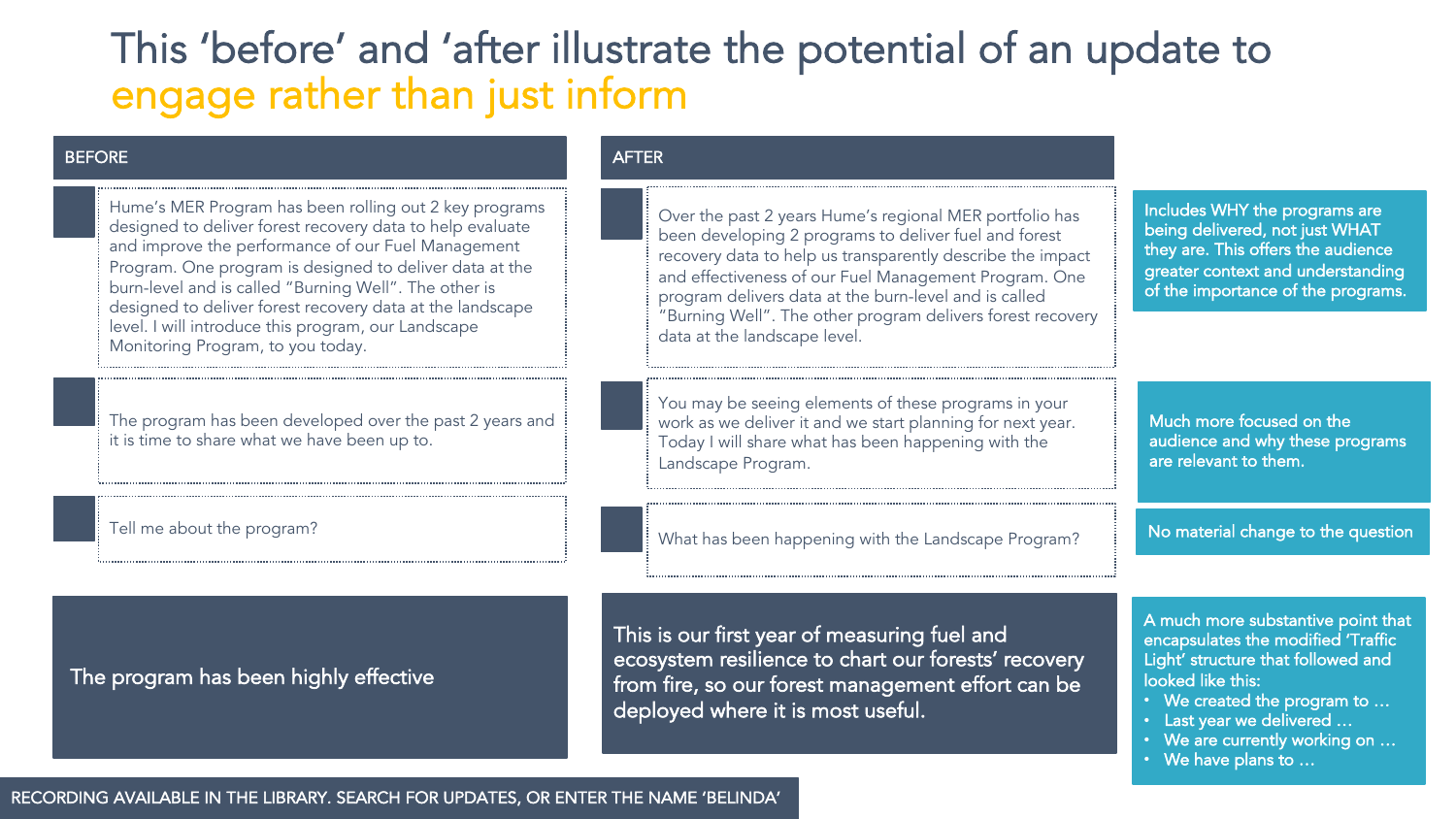# This 'before' and 'after illustrate the potential of an update to engage rather than just inform

| BEFORE | AFTER | |
|---|---|---|
| Hume's MER Program has been rolling out 2 key programs designed to deliver forest recovery data to help evaluate and improve the performance of our Fuel Management Program. One program is designed to deliver data at the burn-level and is called "Burning Well". The other is designed to deliver forest recovery data at the landscape level. I will introduce this program, our Landscape Monitoring Program, to you today. | Over the past 2 years Hume's regional MER portfolio has been developing 2 programs to deliver fuel and forest recovery data to help us transparently describe the impact and effectiveness of our Fuel Management Program. One program delivers data at the burn-level and is called "Burning Well". The other program delivers forest recovery data at the landscape level. | Includes WHY the programs are being delivered, not just WHAT they are. This offers the audience greater context and understanding of the importance of the programs. |
| The program has been developed over the past 2 years and it is time to share what we have been up to. | You may be seeing elements of these programs in your work as we deliver it and we start planning for next year. Today I will share what has been happening with the Landscape Program. | Much more focused on the audience and why these programs are relevant to them. |
| Tell me about the program? | What has been happening with the Landscape Program? | No material change to the question |
| The program has been highly effective | This is our first year of measuring fuel and ecosystem resilience to chart our forests' recovery from fire, so our forest management effort can be deployed where it is most useful. | A much more substantive point that encapsulates the modified 'Traffic Light' structure that followed and looked like this:<br>• We created the program to …<br>• Last year we delivered …<br>• We are currently working on …<br>• We have plans to … |

RECORDING AVAILABLE IN THE LIBRARY. SEARCH FOR UPDATES, OR ENTER THE NAME 'BELINDA'